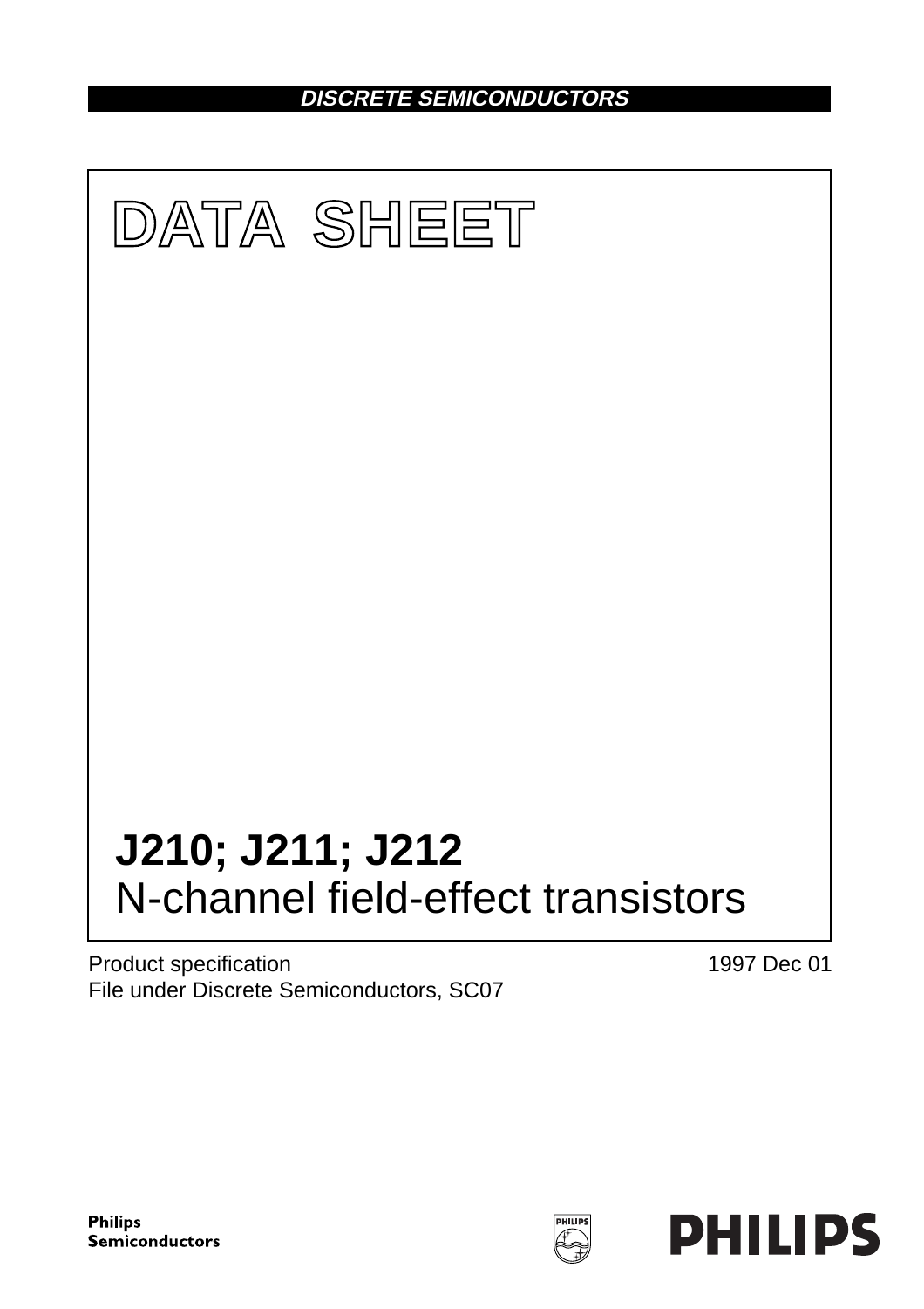**DISCRETE SEMICONDUCTORS**

# DATA SHEET

# J210; J211; J212
## N-channel field-effect transistors

Product specification
File under Discrete Semiconductors, SC07

1997 Dec 01

**Philips Semiconductors**

**PHILIPS**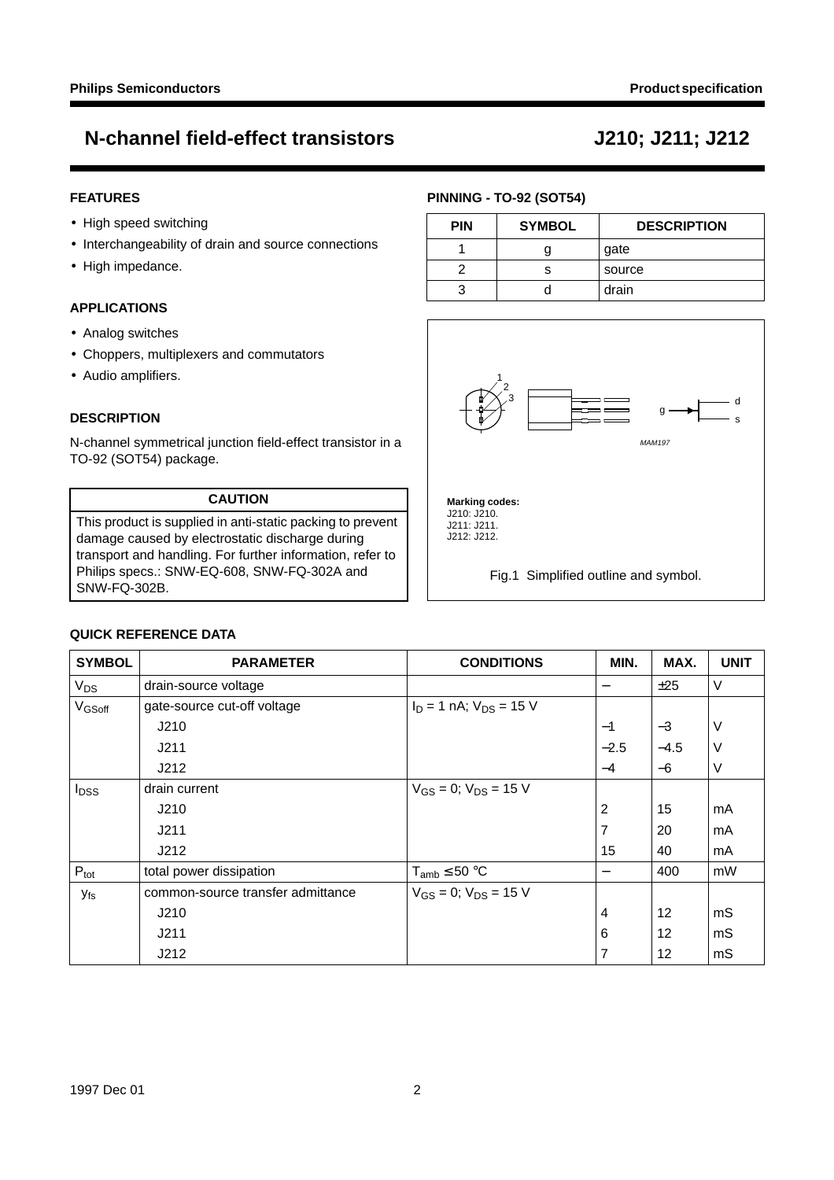## FEATURES

- High speed switching
- Interchangeability of drain and source connections
- High impedance.

## APPLICATIONS

- Analog switches
- Choppers, multiplexers and commutators
- Audio amplifiers.

## DESCRIPTION

N-channel symmetrical junction field-effect transistor in a TO-92 (SOT54) package.

| CAUTION |
|---|
| This product is supplied in anti-static packing to prevent damage caused by electrostatic discharge during transport and handling. For further information, refer to Philips specs.: SNW-EQ-608, SNW-FQ-302A and SNW-FQ-302B. |

## PINNING - TO-92 (SOT54)

| PIN | SYMBOL | DESCRIPTION |
|---|---|---|
| 1 | g | gate |
| 2 | s | source |
| 3 | d | drain |

**Marking codes:**
J210: J210.
J211: J211.
J212: J212.

Fig.1 Simplified outline and symbol.

## QUICK REFERENCE DATA

| SYMBOL | PARAMETER | CONDITIONS | MIN. | MAX. | UNIT |
|---|---|---|---|---|---|
| $V_{DS}$ | drain-source voltage | | − | ±25 | V |
| $V_{GSoff}$ | gate-source cut-off voltage | $I_D$ = 1 nA; $V_{DS}$ = 15 V | | | |
| | J210 | | −1 | −3 | V |
| | J211 | | −2.5 | −4.5 | V |
| | J212 | | −4 | −6 | V |
| $I_{DSS}$ | drain current | $V_{GS}$ = 0; $V_{DS}$ = 15 V | | | |
| | J210 | | 2 | 15 | mA |
| | J211 | | 7 | 20 | mA |
| | J212 | | 15 | 40 | mA |
| $P_{tot}$ | total power dissipation | $T_{amb}$ ≤ 50 °C | − | 400 | mW |
| $y_{fs}$ | common-source transfer admittance | $V_{GS}$ = 0; $V_{DS}$ = 15 V | | | |
| | J210 | | 4 | 12 | mS |
| | J211 | | 6 | 12 | mS |
| | J212 | | 7 | 12 | mS |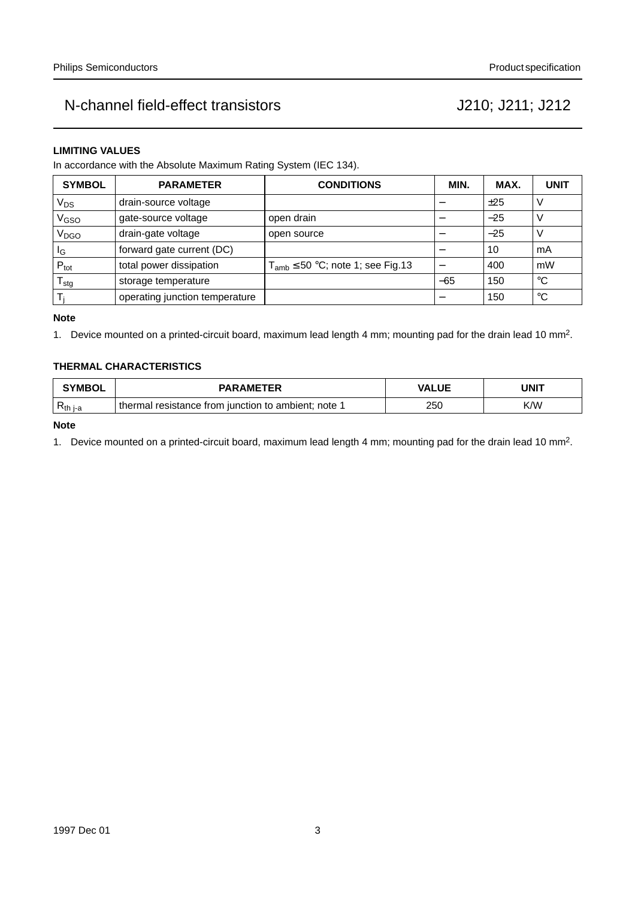## LIMITING VALUES

In accordance with the Absolute Maximum Rating System (IEC 134).

| SYMBOL | PARAMETER | CONDITIONS | MIN. | MAX. | UNIT |
|---|---|---|---|---|---|
| $V_{DS}$ | drain-source voltage | | − | ±25 | V |
| $V_{GSO}$ | gate-source voltage | open drain | − | −25 | V |
| $V_{DGO}$ | drain-gate voltage | open source | − | −25 | V |
| $I_G$ | forward gate current (DC) | | − | 10 | mA |
| $P_{tot}$ | total power dissipation | $T_{amb} \leq 50$ °C; note 1; see Fig.13 | − | 400 | mW |
| $T_{stg}$ | storage temperature | | −65 | 150 | °C |
| $T_j$ | operating junction temperature | | − | 150 | °C |

**Note**

1. Device mounted on a printed-circuit board, maximum lead length 4 mm; mounting pad for the drain lead 10 $mm^2$.

## THERMAL CHARACTERISTICS

| SYMBOL | PARAMETER | VALUE | UNIT |
|---|---|---|---|
| $R_{th\ j\text{-}a}$ | thermal resistance from junction to ambient; note 1 | 250 | K/W |

**Note**

1. Device mounted on a printed-circuit board, maximum lead length 4 mm; mounting pad for the drain lead 10 $mm^2$.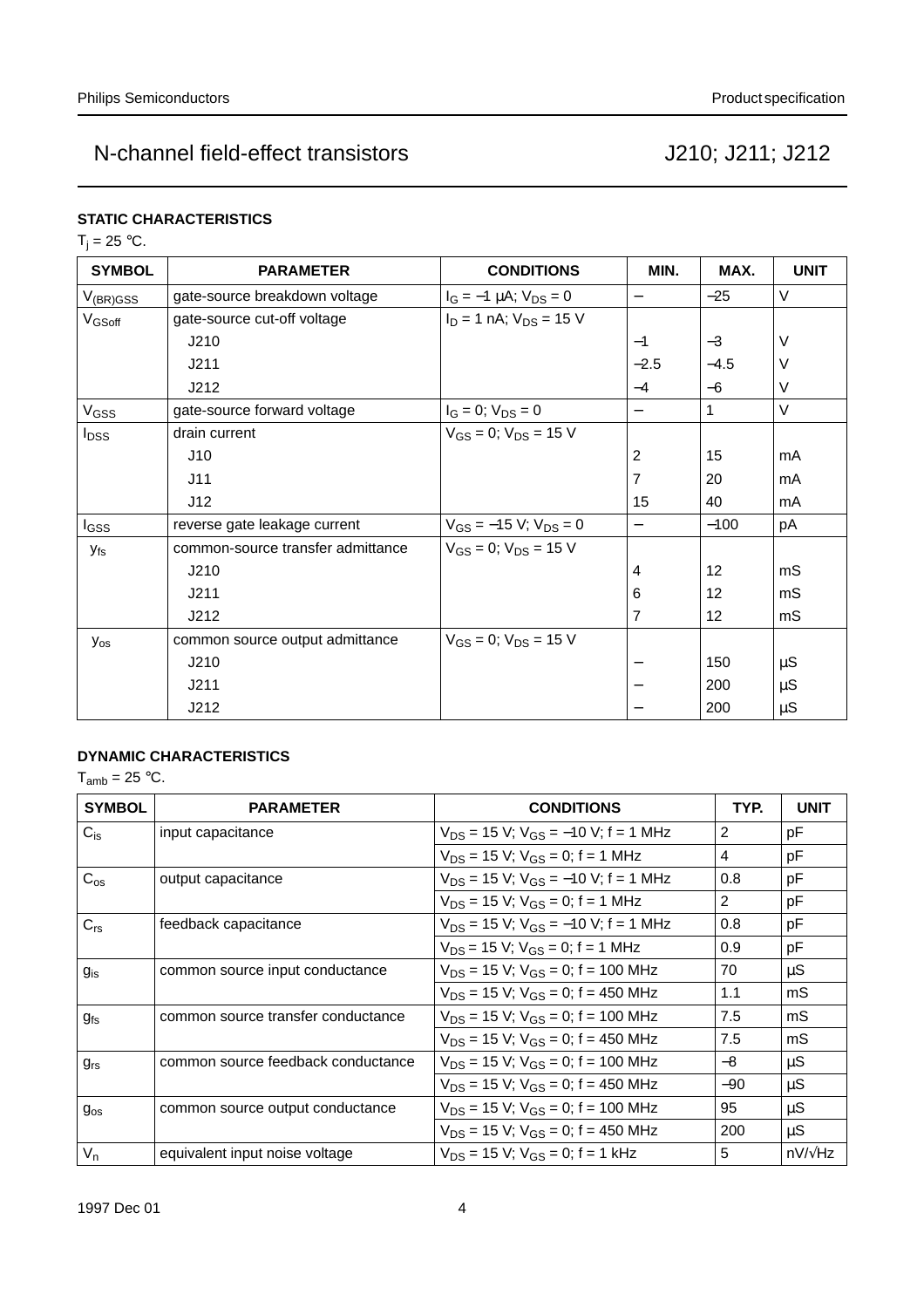## STATIC CHARACTERISTICS

$T_j = 25$ °C.

| SYMBOL | PARAMETER | CONDITIONS | MIN. | MAX. | UNIT |
|---|---|---|---|---|---|
| $V_{(BR)GSS}$ | gate-source breakdown voltage | $I_G = -1$ μA; $V_{DS} = 0$ | − | −25 | V |
| $V_{GSoff}$ | gate-source cut-off voltage | $I_D = 1$ nA; $V_{DS} = 15$ V | | | |
| | J210 | | −1 | −3 | V |
| | J211 | | −2.5 | −4.5 | V |
| | J212 | | −4 | −6 | V |
| $V_{GSS}$ | gate-source forward voltage | $I_G = 0$; $V_{DS} = 0$ | − | 1 | V |
| $I_{DSS}$ | drain current | $V_{GS} = 0$; $V_{DS} = 15$ V | | | |
| | J10 | | 2 | 15 | mA |
| | J11 | | 7 | 20 | mA |
| | J12 | | 15 | 40 | mA |
| $I_{GSS}$ | reverse gate leakage current | $V_{GS} = -15$ V; $V_{DS} = 0$ | − | −100 | pA |
| $y_{fs}$ | common-source transfer admittance | $V_{GS} = 0$; $V_{DS} = 15$ V | | | |
| | J210 | | 4 | 12 | mS |
| | J211 | | 6 | 12 | mS |
| | J212 | | 7 | 12 | mS |
| $y_{os}$ | common source output admittance | $V_{GS} = 0$; $V_{DS} = 15$ V | | | |
| | J210 | | − | 150 | μS |
| | J211 | | − | 200 | μS |
| | J212 | | − | 200 | μS |

## DYNAMIC CHARACTERISTICS

$T_{amb} = 25$ °C.

| SYMBOL | PARAMETER | CONDITIONS | TYP. | UNIT |
|---|---|---|---|---|
| $C_{is}$ | input capacitance | $V_{DS} = 15$ V; $V_{GS} = -10$ V; f = 1 MHz | 2 | pF |
| | | $V_{DS} = 15$ V; $V_{GS} = 0$; f = 1 MHz | 4 | pF |
| $C_{os}$ | output capacitance | $V_{DS} = 15$ V; $V_{GS} = -10$ V; f = 1 MHz | 0.8 | pF |
| | | $V_{DS} = 15$ V; $V_{GS} = 0$; f = 1 MHz | 2 | pF |
| $C_{rs}$ | feedback capacitance | $V_{DS} = 15$ V; $V_{GS} = -10$ V; f = 1 MHz | 0.8 | pF |
| | | $V_{DS} = 15$ V; $V_{GS} = 0$; f = 1 MHz | 0.9 | pF |
| $g_{is}$ | common source input conductance | $V_{DS} = 15$ V; $V_{GS} = 0$; f = 100 MHz | 70 | μS |
| | | $V_{DS} = 15$ V; $V_{GS} = 0$; f = 450 MHz | 1.1 | mS |
| $g_{fs}$ | common source transfer conductance | $V_{DS} = 15$ V; $V_{GS} = 0$; f = 100 MHz | 7.5 | mS |
| | | $V_{DS} = 15$ V; $V_{GS} = 0$; f = 450 MHz | 7.5 | mS |
| $g_{rs}$ | common source feedback conductance | $V_{DS} = 15$ V; $V_{GS} = 0$; f = 100 MHz | −8 | μS |
| | | $V_{DS} = 15$ V; $V_{GS} = 0$; f = 450 MHz | −90 | μS |
| $g_{os}$ | common source output conductance | $V_{DS} = 15$ V; $V_{GS} = 0$; f = 100 MHz | 95 | μS |
| | | $V_{DS} = 15$ V; $V_{GS} = 0$; f = 450 MHz | 200 | μS |
| $V_n$ | equivalent input noise voltage | $V_{DS} = 15$ V; $V_{GS} = 0$; f = 1 kHz | 5 | nV/√Hz |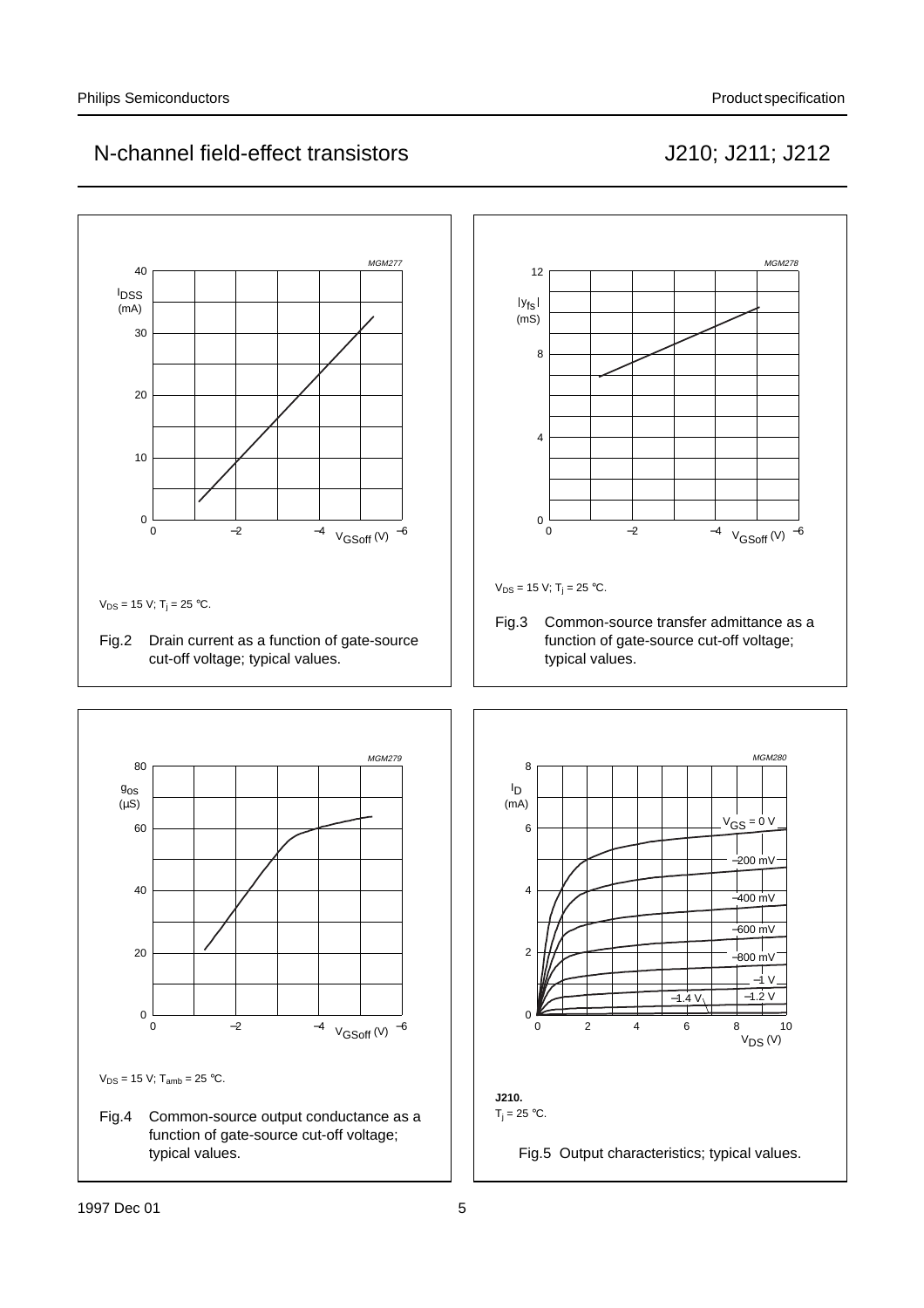$V_{DS}$ = 15 V; $T_j$ = 25 °C.

Fig.2 Drain current as a function of gate-source cut-off voltage; typical values.

$V_{DS}$ = 15 V; $T_j$ = 25 °C.

Fig.3 Common-source transfer admittance as a function of gate-source cut-off voltage; typical values.

$V_{DS}$ = 15 V; $T_{amb}$ = 25 °C.

Fig.4 Common-source output conductance as a function of gate-source cut-off voltage; typical values.

**J210.**

$T_j$ = 25 °C.

Fig.5 Output characteristics; typical values.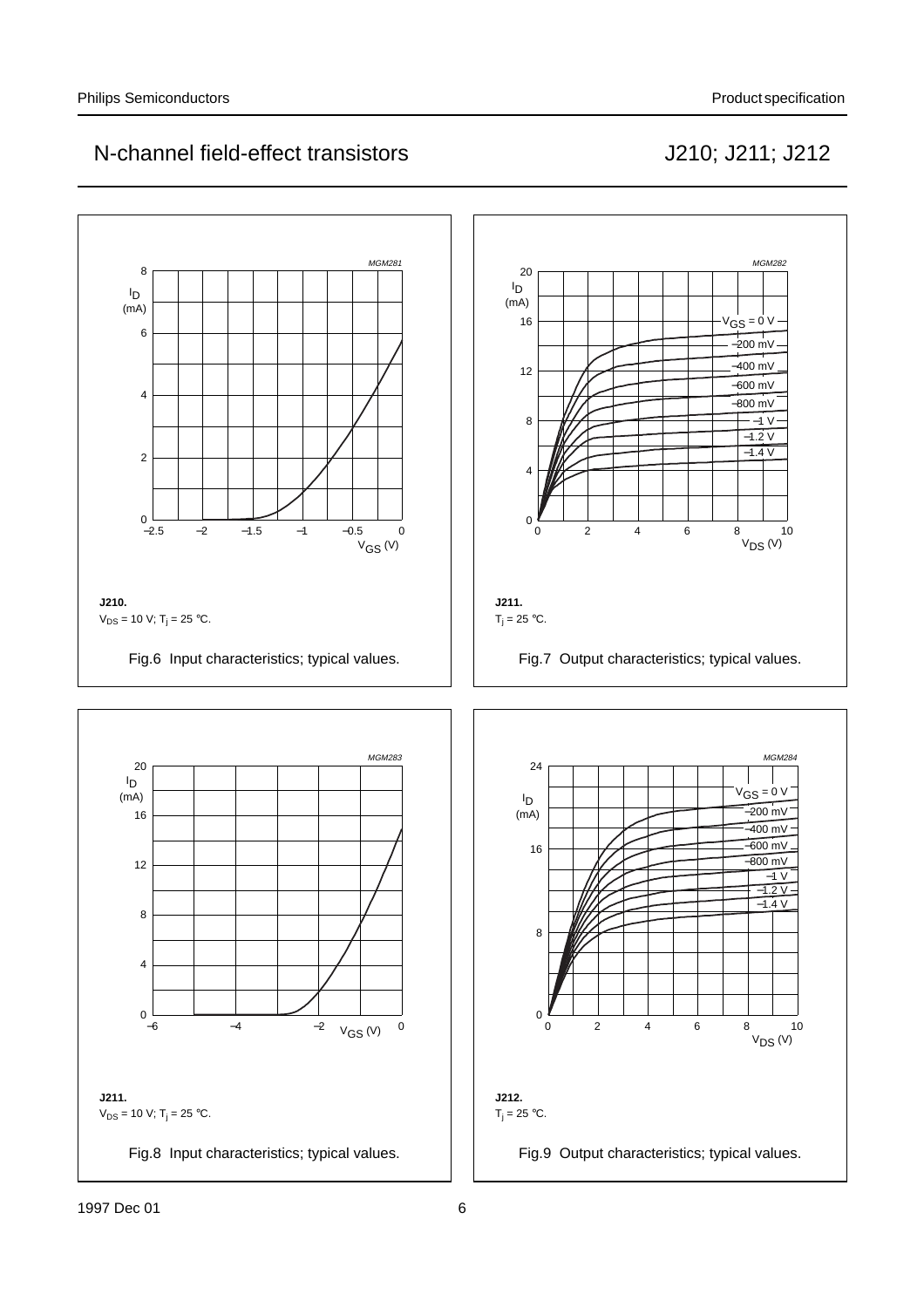**J210.**

$V_{DS}$ = 10 V; $T_j$ = 25 °C.

Fig.6 Input characteristics; typical values.

**J211.**

$T_j$ = 25 °C.

Fig.7 Output characteristics; typical values.

**J211.**

$V_{DS}$ = 10 V; $T_j$ = 25 °C.

Fig.8 Input characteristics; typical values.

**J212.**

$T_j$ = 25 °C.

Fig.9 Output characteristics; typical values.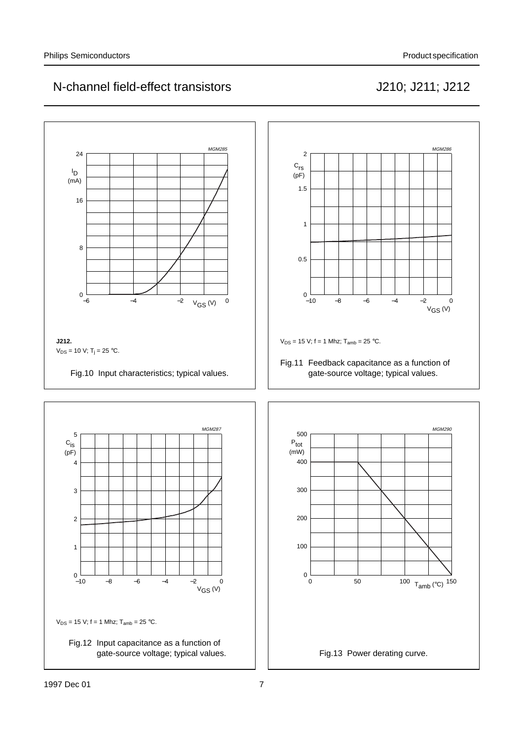MGM285

J212.

$V_{DS}$ = 10 V; $T_j$ = 25 °C.

Fig.10 Input characteristics; typical values.

MGM286

$V_{DS}$ = 15 V; f = 1 Mhz; $T_{amb}$ = 25 °C.

Fig.11 Feedback capacitance as a function of gate-source voltage; typical values.

MGM287

$V_{DS}$ = 15 V; f = 1 Mhz; $T_{amb}$ = 25 °C.

Fig.12 Input capacitance as a function of gate-source voltage; typical values.

MGM290

Fig.13 Power derating curve.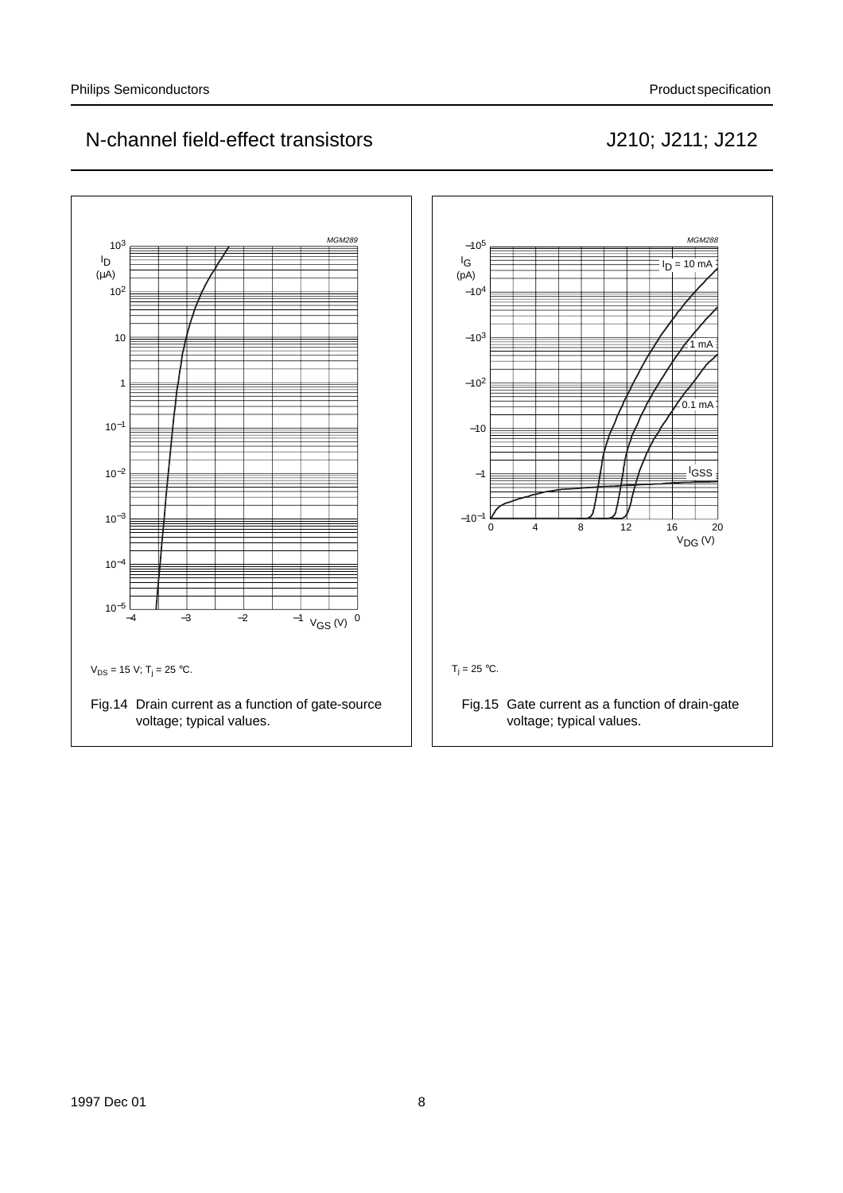$V_{DS}$ = 15 V; $T_j$ = 25 °C.

Fig.14 Drain current as a function of gate-source voltage; typical values.

$T_j$ = 25 °C.

Fig.15 Gate current as a function of drain-gate voltage; typical values.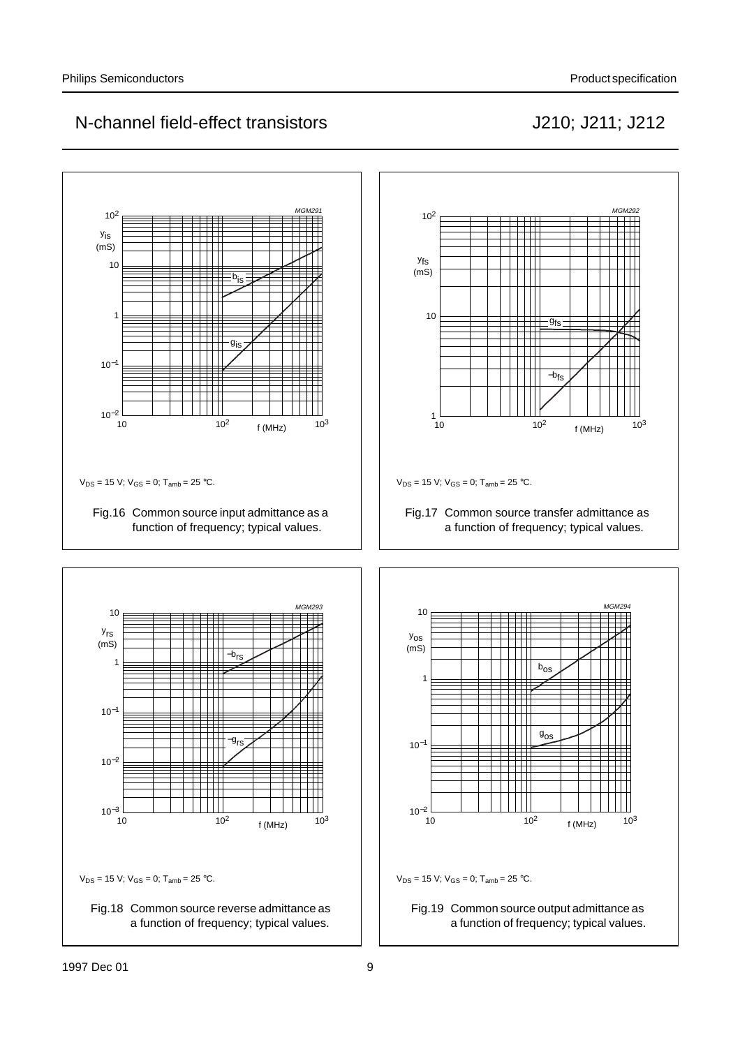Fig.16 Common source input admittance as a function of frequency; typical values.

$V_{DS}$ = 15 V; $V_{GS}$ = 0; $T_{amb}$ = 25 °C.

Fig.17 Common source transfer admittance as a function of frequency; typical values.

$V_{DS}$ = 15 V; $V_{GS}$ = 0; $T_{amb}$ = 25 °C.

Fig.18 Common source reverse admittance as a function of frequency; typical values.

$V_{DS}$ = 15 V; $V_{GS}$ = 0; $T_{amb}$ = 25 °C.

Fig.19 Common source output admittance as a function of frequency; typical values.

$V_{DS}$ = 15 V; $V_{GS}$ = 0; $T_{amb}$ = 25 °C.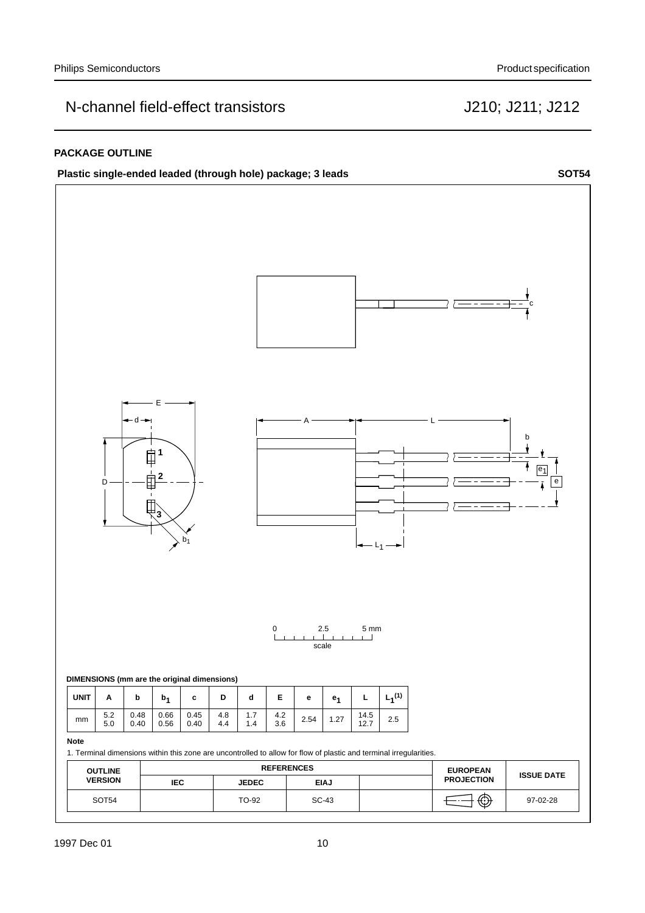## PACKAGE OUTLINE

**Plastic single-ended leaded (through hole) package; 3 leads** **SOT54**

**DIMENSIONS (mm are the original dimensions)**

| UNIT | A | b | $b_1$ | c | D | d | E | e | $e_1$ | L | $L_1^{(1)}$ |
|---|---|---|---|---|---|---|---|---|---|---|---|
| mm | 5.2<br>5.0 | 0.48<br>0.40 | 0.66<br>0.56 | 0.45<br>0.40 | 4.8<br>4.4 | 1.7<br>1.4 | 4.2<br>3.6 | 2.54 | 1.27 | 14.5<br>12.7 | 2.5 |

**Note**

1. Terminal dimensions within this zone are uncontrolled to allow for flow of plastic and terminal irregularities.

| OUTLINE VERSION | REFERENCES | | | | EUROPEAN PROJECTION | ISSUE DATE |
|---|---|---|---|---|---|---|
| | IEC | JEDEC | EIAJ | | | |
| SOT54 | | TO-92 | SC-43 | | | 97-02-28 |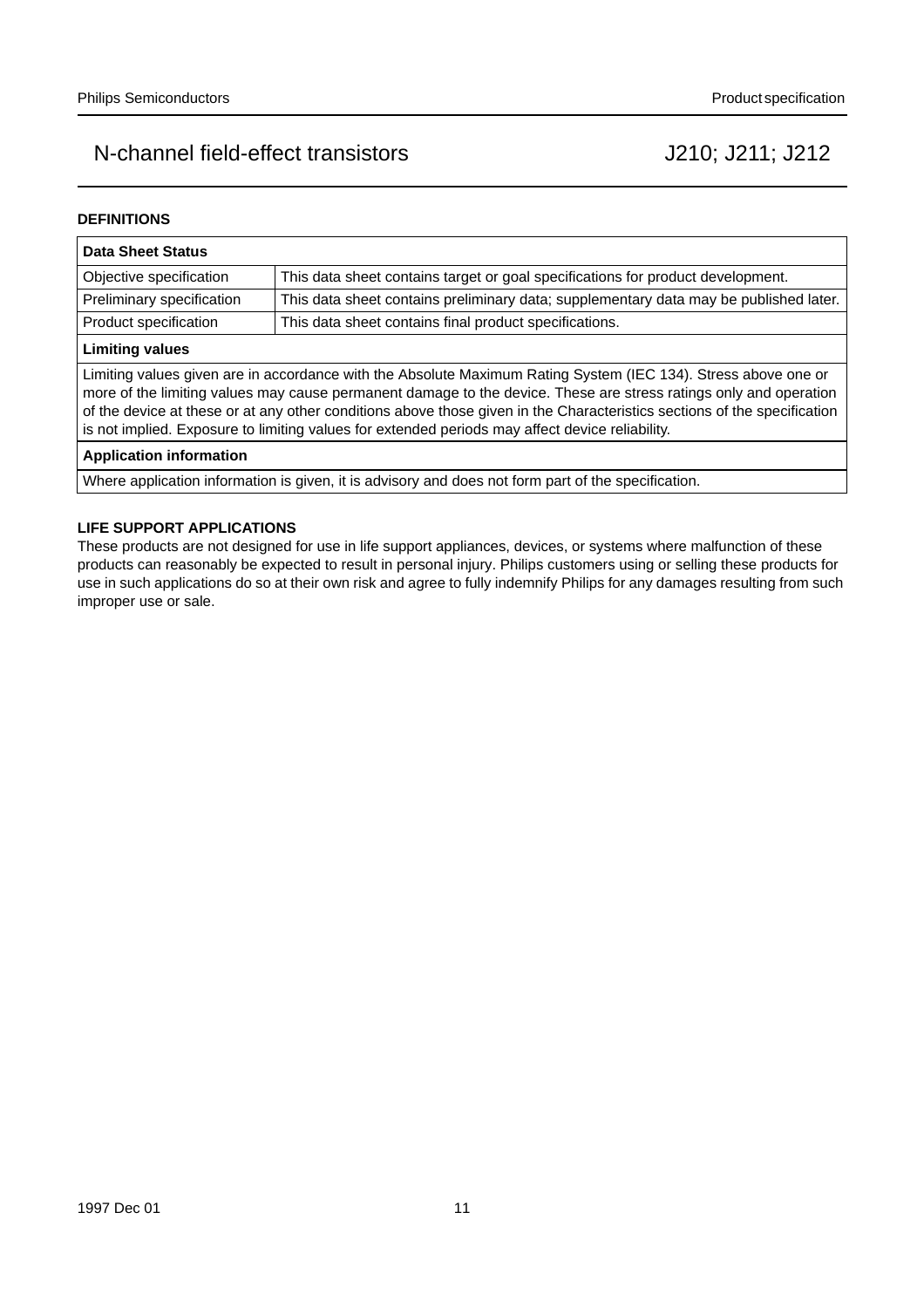## DEFINITIONS

| Data Sheet Status | |
|---|---|
| Objective specification | This data sheet contains target or goal specifications for product development. |
| Preliminary specification | This data sheet contains preliminary data; supplementary data may be published later. |
| Product specification | This data sheet contains final product specifications. |
| **Limiting values** | |
| Limiting values given are in accordance with the Absolute Maximum Rating System (IEC 134). Stress above one or more of the limiting values may cause permanent damage to the device. These are stress ratings only and operation of the device at these or at any other conditions above those given in the Characteristics sections of the specification is not implied. Exposure to limiting values for extended periods may affect device reliability. | |
| **Application information** | |
| Where application information is given, it is advisory and does not form part of the specification. | |

## LIFE SUPPORT APPLICATIONS

These products are not designed for use in life support appliances, devices, or systems where malfunction of these products can reasonably be expected to result in personal injury. Philips customers using or selling these products for use in such applications do so at their own risk and agree to fully indemnify Philips for any damages resulting from such improper use or sale.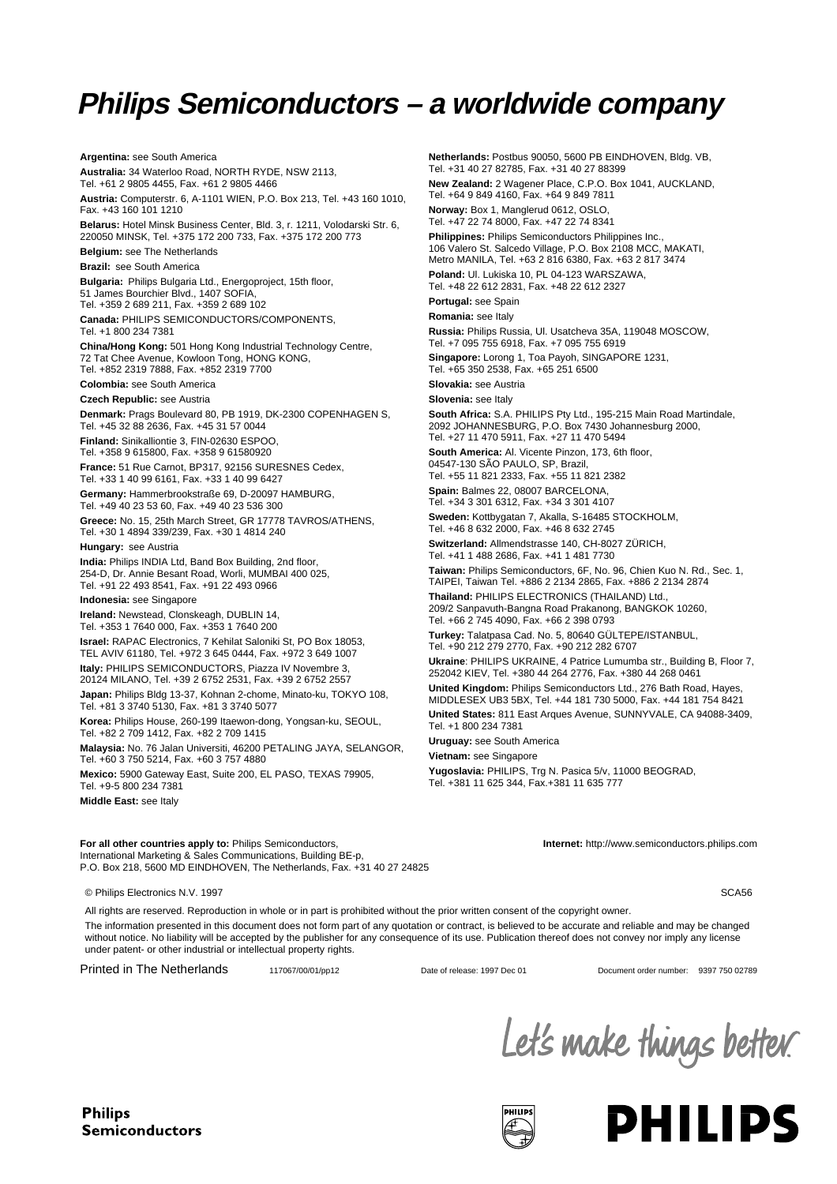# Philips Semiconductors – a worldwide company

**Argentina:** see South America

**Australia:** 34 Waterloo Road, NORTH RYDE, NSW 2113, Tel. +61 2 9805 4455, Fax. +61 2 9805 4466

**Austria:** Computerstr. 6, A-1101 WIEN, P.O. Box 213, Tel. +43 160 1010, Fax. +43 160 101 1210

**Belarus:** Hotel Minsk Business Center, Bld. 3, r. 1211, Volodarski Str. 6, 220050 MINSK, Tel. +375 172 200 733, Fax. +375 172 200 773

**Belgium:** see The Netherlands

**Brazil:** see South America

**Bulgaria:** Philips Bulgaria Ltd., Energoproject, 15th floor, 51 James Bourchier Blvd., 1407 SOFIA, Tel. +359 2 689 211, Fax. +359 2 689 102

**Canada:** PHILIPS SEMICONDUCTORS/COMPONENTS, Tel. +1 800 234 7381

**China/Hong Kong:** 501 Hong Kong Industrial Technology Centre, 72 Tat Chee Avenue, Kowloon Tong, HONG KONG, Tel. +852 2319 7888, Fax. +852 2319 7700

**Colombia:** see South America

**Czech Republic:** see Austria

**Denmark:** Prags Boulevard 80, PB 1919, DK-2300 COPENHAGEN S, Tel. +45 32 88 2636, Fax. +45 31 57 0044

**Finland:** Sinikalliontie 3, FIN-02630 ESPOO, Tel. +358 9 615800, Fax. +358 9 61580920

**France:** 51 Rue Carnot, BP317, 92156 SURESNES Cedex, Tel. +33 1 40 99 6161, Fax. +33 1 40 99 6427

**Germany:** Hammerbrookstraße 69, D-20097 HAMBURG, Tel. +49 40 23 53 60, Fax. +49 40 23 536 300

**Greece:** No. 15, 25th March Street, GR 17778 TAVROS/ATHENS, Tel. +30 1 4894 339/239, Fax. +30 1 4814 240

**Hungary:** see Austria

**India:** Philips INDIA Ltd, Band Box Building, 2nd floor, 254-D, Dr. Annie Besant Road, Worli, MUMBAI 400 025, Tel. +91 22 493 8541, Fax. +91 22 493 0966

**Indonesia:** see Singapore

**Ireland:** Newstead, Clonskeagh, DUBLIN 14, Tel. +353 1 7640 000, Fax. +353 1 7640 200

**Israel:** RAPAC Electronics, 7 Kehilat Saloniki St, PO Box 18053, TEL AVIV 61180, Tel. +972 3 645 0444, Fax. +972 3 649 1007

**Italy:** PHILIPS SEMICONDUCTORS, Piazza IV Novembre 3, 20124 MILANO, Tel. +39 2 6752 2531, Fax. +39 2 6752 2557

**Japan:** Philips Bldg 13-37, Kohnan 2-chome, Minato-ku, TOKYO 108, Tel. +81 3 3740 5130, Fax. +81 3 3740 5077

**Korea:** Philips House, 260-199 Itaewon-dong, Yongsan-ku, SEOUL, Tel. +82 2 709 1412, Fax. +82 2 709 1415

**Malaysia:** No. 76 Jalan Universiti, 46200 PETALING JAYA, SELANGOR, Tel. +60 3 750 5214, Fax. +60 3 757 4880

**Mexico:** 5900 Gateway East, Suite 200, EL PASO, TEXAS 79905, Tel. +9-5 800 234 7381

**Middle East:** see Italy

**Netherlands:** Postbus 90050, 5600 PB EINDHOVEN, Bldg. VB, Tel. +31 40 27 82785, Fax. +31 40 27 88399

**New Zealand:** 2 Wagener Place, C.P.O. Box 1041, AUCKLAND, Tel. +64 9 849 4160, Fax. +64 9 849 7811

**Norway:** Box 1, Manglerud 0612, OSLO, Tel. +47 22 74 8000, Fax. +47 22 74 8341

**Philippines:** Philips Semiconductors Philippines Inc., 106 Valero St. Salcedo Village, P.O. Box 2108 MCC, MAKATI, Metro MANILA, Tel. +63 2 816 6380, Fax. +63 2 817 3474

**Poland:** Ul. Lukiska 10, PL 04-123 WARSZAWA, Tel. +48 22 612 2831, Fax. +48 22 612 2327

**Portugal:** see Spain

**Romania:** see Italy

**Russia:** Philips Russia, Ul. Usatcheva 35A, 119048 MOSCOW, Tel. +7 095 755 6918, Fax. +7 095 755 6919

**Singapore:** Lorong 1, Toa Payoh, SINGAPORE 1231, Tel. +65 350 2538, Fax. +65 251 6500

**Slovakia:** see Austria

**Slovenia:** see Italy

**South Africa:** S.A. PHILIPS Pty Ltd., 195-215 Main Road Martindale, 2092 JOHANNESBURG, P.O. Box 7430 Johannesburg 2000, Tel. +27 11 470 5911, Fax. +27 11 470 5494

**South America:** Al. Vicente Pinzon, 173, 6th floor, 04547-130 SÃO PAULO, SP, Brazil, Tel. +55 11 821 2333, Fax. +55 11 821 2382

**Spain:** Balmes 22, 08007 BARCELONA, Tel. +34 3 301 6312, Fax. +34 3 301 4107

**Sweden:** Kottbygatan 7, Akalla, S-16485 STOCKHOLM, Tel. +46 8 632 2000, Fax. +46 8 632 2745

**Switzerland:** Allmendstrasse 140, CH-8027 ZÜRICH, Tel. +41 1 488 2686, Fax. +41 1 481 7730

**Taiwan:** Philips Semiconductors, 6F, No. 96, Chien Kuo N. Rd., Sec. 1, TAIPEI, Taiwan Tel. +886 2 2134 2865, Fax. +886 2 2134 2874

**Thailand:** PHILIPS ELECTRONICS (THAILAND) Ltd., 209/2 Sanpavuth-Bangna Road Prakanong, BANGKOK 10260, Tel. +66 2 745 4090, Fax. +66 2 398 0793

**Turkey:** Talatpasa Cad. No. 5, 80640 GÜLTEPE/ISTANBUL, Tel. +90 212 279 2770, Fax. +90 212 282 6707

**Ukraine**: PHILIPS UKRAINE, 4 Patrice Lumumba str., Building B, Floor 7, 252042 KIEV, Tel. +380 44 264 2776, Fax. +380 44 268 0461

**United Kingdom:** Philips Semiconductors Ltd., 276 Bath Road, Hayes, MIDDLESEX UB3 5BX, Tel. +44 181 730 5000, Fax. +44 181 754 8421

**United States:** 811 East Arques Avenue, SUNNYVALE, CA 94088-3409, Tel. +1 800 234 7381

**Uruguay:** see South America

**Vietnam:** see Singapore

**Yugoslavia:** PHILIPS, Trg N. Pasica 5/v, 11000 BEOGRAD, Tel. +381 11 625 344, Fax.+381 11 635 777

**For all other countries apply to:** Philips Semiconductors, International Marketing & Sales Communications, Building BE-p, P.O. Box 218, 5600 MD EINDHOVEN, The Netherlands, Fax. +31 40 27 24825

**Internet:** http://www.semiconductors.philips.com

© Philips Electronics N.V. 1997

SCA56

All rights are reserved. Reproduction in whole or in part is prohibited without the prior written consent of the copyright owner.

The information presented in this document does not form part of any quotation or contract, is believed to be accurate and reliable and may be changed without notice. No liability will be accepted by the publisher for any consequence of its use. Publication thereof does not convey nor imply any license under patent- or other industrial or intellectual property rights.

Printed in The Netherlands 117067/00/01/pp12 Date of release: 1997 Dec 01 Document order number: 9397 750 02789

Let's make things better.

**Philips Semiconductors**

**PHILIPS**